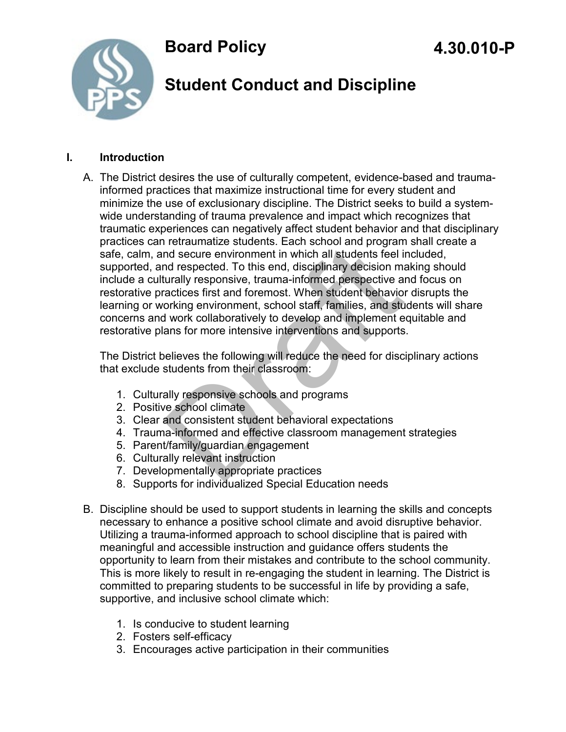# Board Policy 4.30.010-P

# Student Conduct and Discipline

## I. Introduction

A. The District desires the use of culturally competent, evidence-based and trauma-informed practices that maximize instructional time for every student and minimize the use of exclusionary discipline. The District seeks to build a system-wide understanding of trauma prevalence and impact which recognizes that traumatic experiences can negatively affect student behavior and that disciplinary practices can retraumatize students. Each school and program shall create a safe, calm, and secure environment in which all students feel included, supported, and respected. To this end, disciplinary decision making should include a culturally responsive, trauma-informed perspective and focus on restorative practices first and foremost. When student behavior disrupts the learning or working environment, school staff, families, and students will share concerns and work collaboratively to develop and implement equitable and restorative plans for more intensive interventions and supports.

   The District believes the following will reduce the need for disciplinary actions that exclude students from their classroom:

   1. Culturally responsive schools and programs
   2. Positive school climate
   3. Clear and consistent student behavioral expectations
   4. Trauma-informed and effective classroom management strategies
   5. Parent/family/guardian engagement
   6. Culturally relevant instruction
   7. Developmentally appropriate practices
   8. Supports for individualized Special Education needs

B. Discipline should be used to support students in learning the skills and concepts necessary to enhance a positive school climate and avoid disruptive behavior. Utilizing a trauma-informed approach to school discipline that is paired with meaningful and accessible instruction and guidance offers students the opportunity to learn from their mistakes and contribute to the school community. This is more likely to result in re-engaging the student in learning. The District is committed to preparing students to be successful in life by providing a safe, supportive, and inclusive school climate which:

   1. Is conducive to student learning
   2. Fosters self-efficacy
   3. Encourages active participation in their communities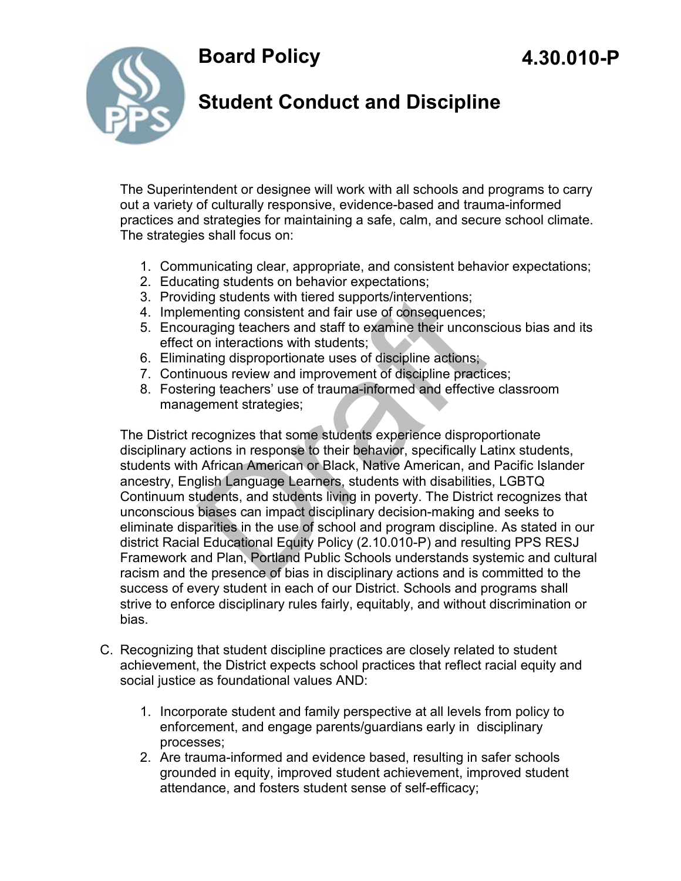# Board Policy

# 4.30.010-P

## Student Conduct and Discipline

The Superintendent or designee will work with all schools and programs to carry out a variety of culturally responsive, evidence-based and trauma-informed practices and strategies for maintaining a safe, calm, and secure school climate. The strategies shall focus on:

1. Communicating clear, appropriate, and consistent behavior expectations;
2. Educating students on behavior expectations;
3. Providing students with tiered supports/interventions;
4. Implementing consistent and fair use of consequences;
5. Encouraging teachers and staff to examine their unconscious bias and its effect on interactions with students;
6. Eliminating disproportionate uses of discipline actions;
7. Continuous review and improvement of discipline practices;
8. Fostering teachers' use of trauma-informed and effective classroom management strategies;

The District recognizes that some students experience disproportionate disciplinary actions in response to their behavior, specifically Latinx students, students with African American or Black, Native American, and Pacific Islander ancestry, English Language Learners, students with disabilities, LGBTQ Continuum students, and students living in poverty. The District recognizes that unconscious biases can impact disciplinary decision-making and seeks to eliminate disparities in the use of school and program discipline. As stated in our district Racial Educational Equity Policy (2.10.010-P) and resulting PPS RESJ Framework and Plan, Portland Public Schools understands systemic and cultural racism and the presence of bias in disciplinary actions and is committed to the success of every student in each of our District. Schools and programs shall strive to enforce disciplinary rules fairly, equitably, and without discrimination or bias.

C. Recognizing that student discipline practices are closely related to student achievement, the District expects school practices that reflect racial equity and social justice as foundational values AND:

   1. Incorporate student and family perspective at all levels from policy to enforcement, and engage parents/guardians early in disciplinary processes;
   2. Are trauma-informed and evidence based, resulting in safer schools grounded in equity, improved student achievement, improved student attendance, and fosters student sense of self-efficacy;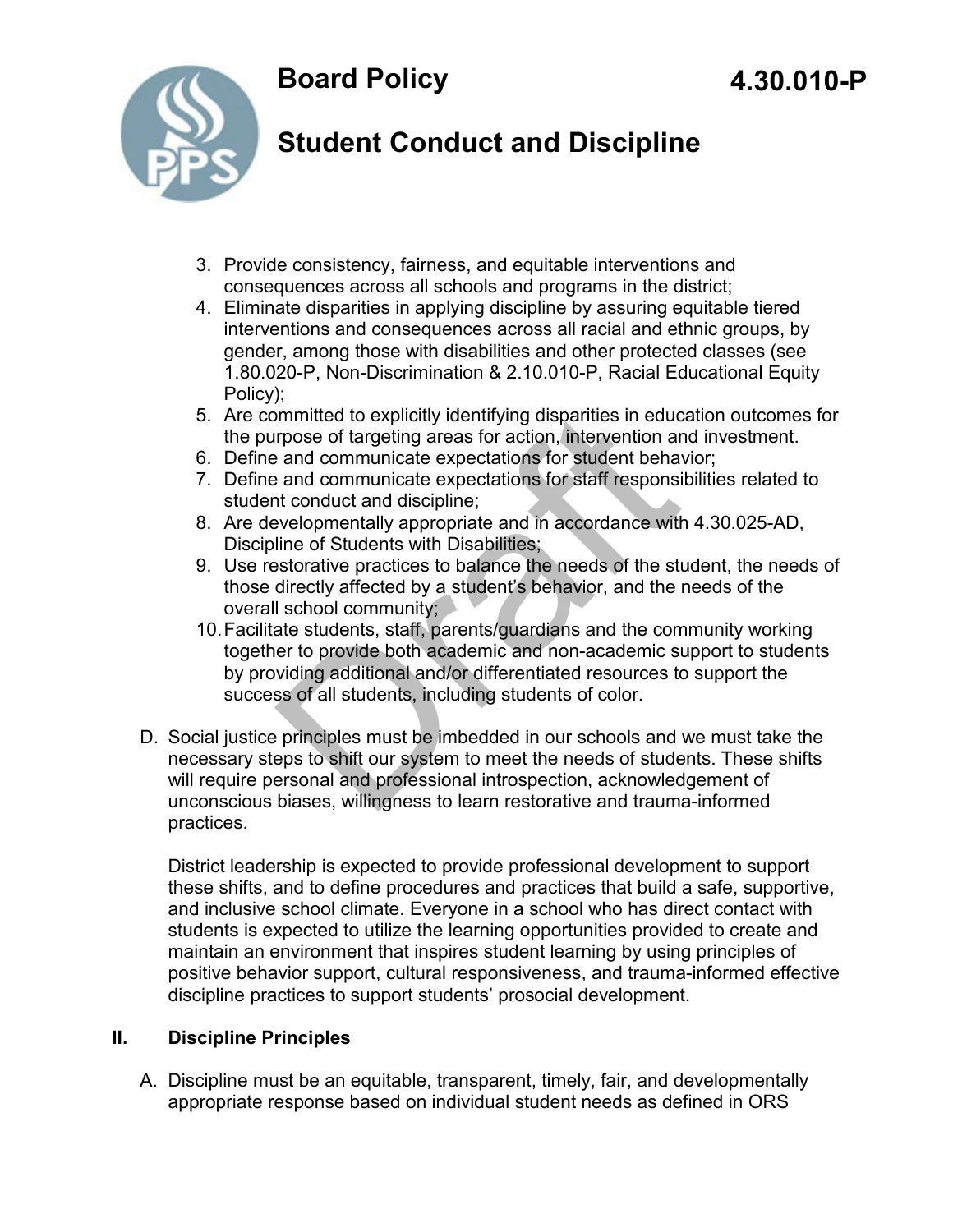3. Provide consistency, fairness, and equitable interventions and consequences across all schools and programs in the district;
4. Eliminate disparities in applying discipline by assuring equitable tiered interventions and consequences across all racial and ethnic groups, by gender, among those with disabilities and other protected classes (see 1.80.020-P, Non-Discrimination & 2.10.010-P, Racial Educational Equity Policy);
5. Are committed to explicitly identifying disparities in education outcomes for the purpose of targeting areas for action, intervention and investment.
6. Define and communicate expectations for student behavior;
7. Define and communicate expectations for staff responsibilities related to student conduct and discipline;
8. Are developmentally appropriate and in accordance with 4.30.025-AD, Discipline of Students with Disabilities;
9. Use restorative practices to balance the needs of the student, the needs of those directly affected by a student's behavior, and the needs of the overall school community;
10. Facilitate students, staff, parents/guardians and the community working together to provide both academic and non-academic support to students by providing additional and/or differentiated resources to support the success of all students, including students of color.

D. Social justice principles must be imbedded in our schools and we must take the necessary steps to shift our system to meet the needs of students. These shifts will require personal and professional introspection, acknowledgement of unconscious biases, willingness to learn restorative and trauma-informed practices.

   District leadership is expected to provide professional development to support these shifts, and to define procedures and practices that build a safe, supportive, and inclusive school climate. Everyone in a school who has direct contact with students is expected to utilize the learning opportunities provided to create and maintain an environment that inspires student learning by using principles of positive behavior support, cultural responsiveness, and trauma-informed effective discipline practices to support students' prosocial development.

## II. Discipline Principles

A. Discipline must be an equitable, transparent, timely, fair, and developmentally appropriate response based on individual student needs as defined in ORS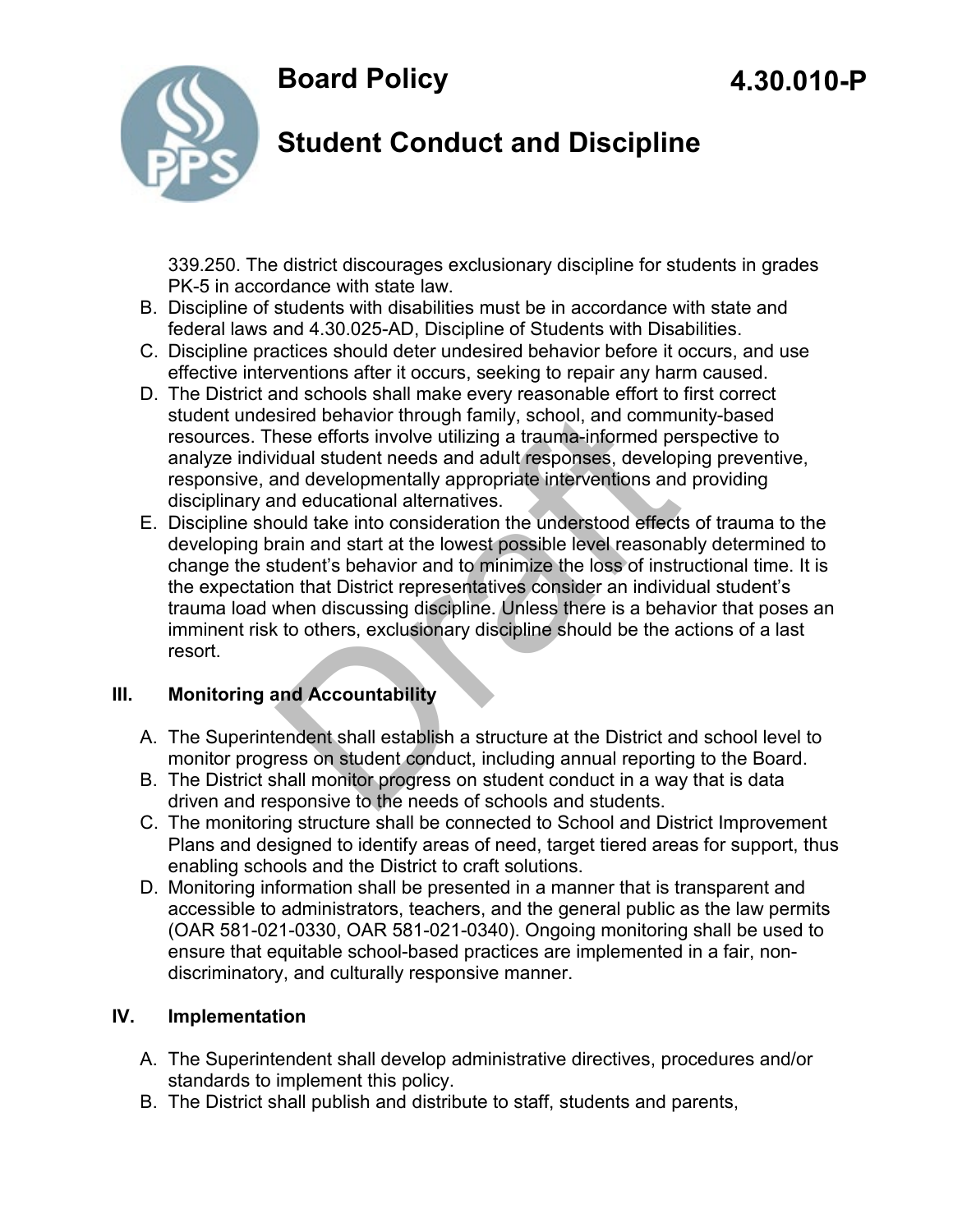339.250. The district discourages exclusionary discipline for students in grades PK-5 in accordance with state law.

B. Discipline of students with disabilities must be in accordance with state and federal laws and 4.30.025-AD, Discipline of Students with Disabilities.
C. Discipline practices should deter undesired behavior before it occurs, and use effective interventions after it occurs, seeking to repair any harm caused.
D. The District and schools shall make every reasonable effort to first correct student undesired behavior through family, school, and community-based resources. These efforts involve utilizing a trauma-informed perspective to analyze individual student needs and adult responses, developing preventive, responsive, and developmentally appropriate interventions and providing disciplinary and educational alternatives.
E. Discipline should take into consideration the understood effects of trauma to the developing brain and start at the lowest possible level reasonably determined to change the student's behavior and to minimize the loss of instructional time. It is the expectation that District representatives consider an individual student's trauma load when discussing discipline. Unless there is a behavior that poses an imminent risk to others, exclusionary discipline should be the actions of a last resort.

## III. Monitoring and Accountability

A. The Superintendent shall establish a structure at the District and school level to monitor progress on student conduct, including annual reporting to the Board.
B. The District shall monitor progress on student conduct in a way that is data driven and responsive to the needs of schools and students.
C. The monitoring structure shall be connected to School and District Improvement Plans and designed to identify areas of need, target tiered areas for support, thus enabling schools and the District to craft solutions.
D. Monitoring information shall be presented in a manner that is transparent and accessible to administrators, teachers, and the general public as the law permits (OAR 581-021-0330, OAR 581-021-0340). Ongoing monitoring shall be used to ensure that equitable school-based practices are implemented in a fair, non-discriminatory, and culturally responsive manner.

## IV. Implementation

A. The Superintendent shall develop administrative directives, procedures and/or standards to implement this policy.
B. The District shall publish and distribute to staff, students and parents,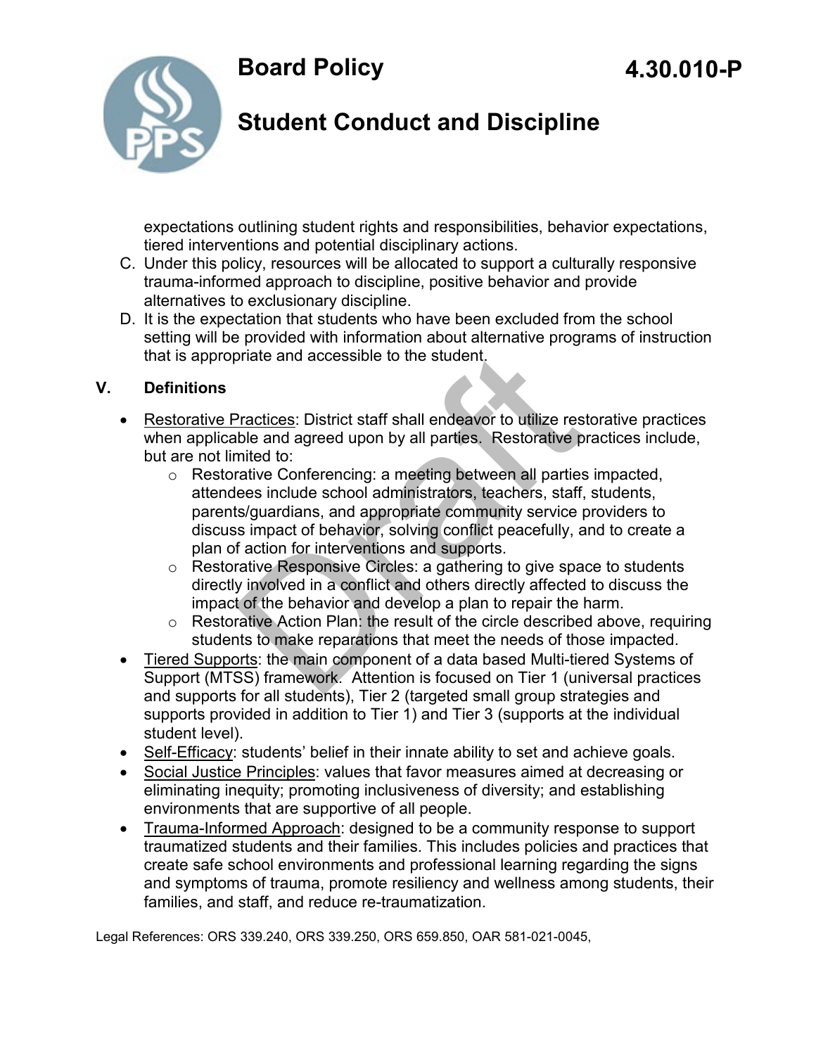expectations outlining student rights and responsibilities, behavior expectations, tiered interventions and potential disciplinary actions.

C. Under this policy, resources will be allocated to support a culturally responsive trauma-informed approach to discipline, positive behavior and provide alternatives to exclusionary discipline.
D. It is the expectation that students who have been excluded from the school setting will be provided with information about alternative programs of instruction that is appropriate and accessible to the student.

## V. Definitions

- Restorative Practices: District staff shall endeavor to utilize restorative practices when applicable and agreed upon by all parties. Restorative practices include, but are not limited to:
  - Restorative Conferencing: a meeting between all parties impacted, attendees include school administrators, teachers, staff, students, parents/guardians, and appropriate community service providers to discuss impact of behavior, solving conflict peacefully, and to create a plan of action for interventions and supports.
  - Restorative Responsive Circles: a gathering to give space to students directly involved in a conflict and others directly affected to discuss the impact of the behavior and develop a plan to repair the harm.
  - Restorative Action Plan: the result of the circle described above, requiring students to make reparations that meet the needs of those impacted.
- Tiered Supports: the main component of a data based Multi-tiered Systems of Support (MTSS) framework. Attention is focused on Tier 1 (universal practices and supports for all students), Tier 2 (targeted small group strategies and supports provided in addition to Tier 1) and Tier 3 (supports at the individual student level).
- Self-Efficacy: students' belief in their innate ability to set and achieve goals.
- Social Justice Principles: values that favor measures aimed at decreasing or eliminating inequity; promoting inclusiveness of diversity; and establishing environments that are supportive of all people.
- Trauma-Informed Approach: designed to be a community response to support traumatized students and their families. This includes policies and practices that create safe school environments and professional learning regarding the signs and symptoms of trauma, promote resiliency and wellness among students, their families, and staff, and reduce re-traumatization.

Legal References: ORS 339.240, ORS 339.250, ORS 659.850, OAR 581-021-0045,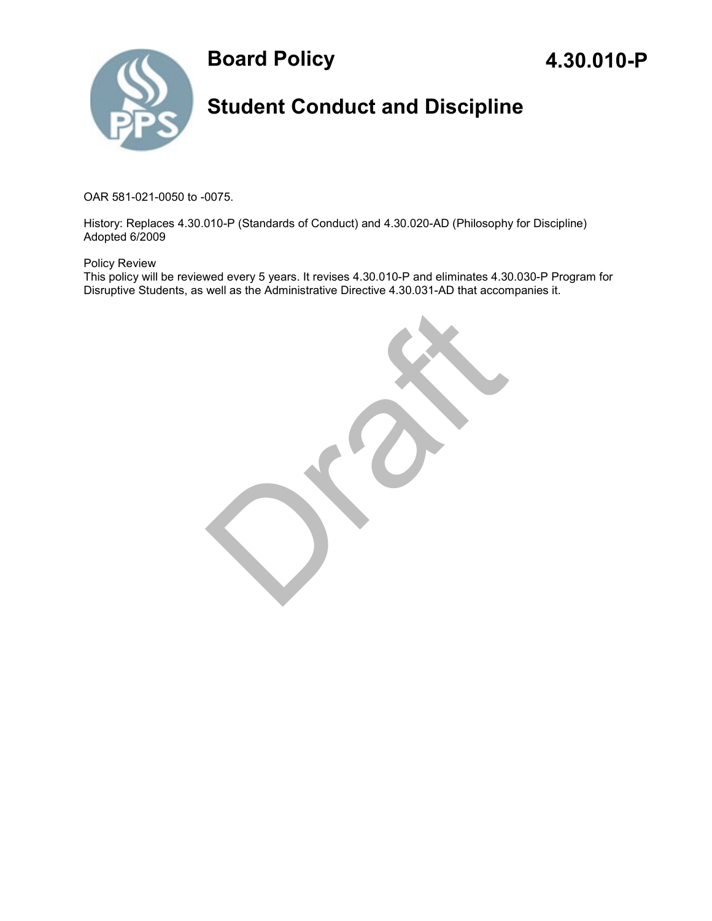# Board Policy 4.30.010-P

# Student Conduct and Discipline

OAR 581-021-0050 to -0075.

History: Replaces 4.30.010-P (Standards of Conduct) and 4.30.020-AD (Philosophy for Discipline)
Adopted 6/2009

Policy Review
This policy will be reviewed every 5 years. It revises 4.30.010-P and eliminates 4.30.030-P Program for Disruptive Students, as well as the Administrative Directive 4.30.031-AD that accompanies it.